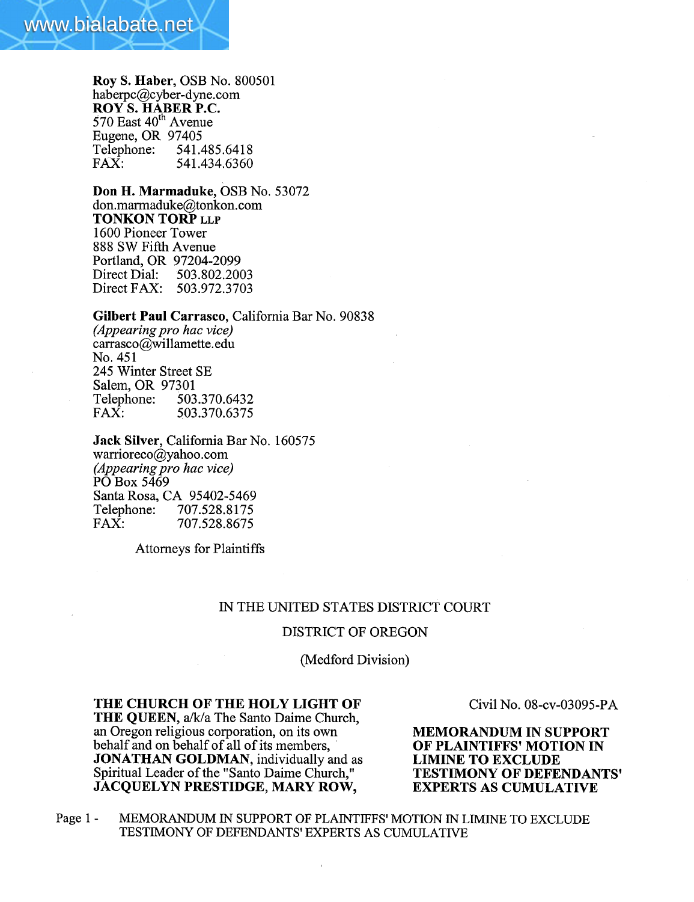**Roy S. Haber**, OSB No. 800501
haberpc@cyber-dyne.com
**ROY S. HABER P.C.**
570 East 40th Avenue
Eugene, OR 97405
Telephone: 541.485.6418
FAX: 541.434.6360

**Don H. Marmaduke**, OSB No. 53072
don.marmaduke@tonkon.com
**TONKON TORP LLP**
1600 Pioneer Tower
888 SW Fifth Avenue
Portland, OR 97204-2099
Direct Dial: 503.802.2003
Direct FAX: 503.972.3703

**Gilbert Paul Carrasco**, California Bar No. 90838
*(Appearing pro hac vice)*
carrasco@willamette.edu
No. 451
245 Winter Street SE
Salem, OR 97301
Telephone: 503.370.6432
FAX: 503.370.6375

**Jack Silver**, California Bar No. 160575
warrioreco@yahoo.com
*(Appearing pro hac vice)*
PO Box 5469
Santa Rosa, CA 95402-5469
Telephone: 707.528.8175
FAX: 707.528.8675

Attorneys for Plaintiffs

IN THE UNITED STATES DISTRICT COURT

DISTRICT OF OREGON

(Medford Division)

**THE CHURCH OF THE HOLY LIGHT OF THE QUEEN,** a/k/a The Santo Daime Church, an Oregon religious corporation, on its own behalf and on behalf of all of its members, **JONATHAN GOLDMAN,** individually and as Spiritual Leader of the "Santo Daime Church," **JACQUELYN PRESTIDGE, MARY ROW,**

Civil No. 08-cv-03095-PA

**MEMORANDUM IN SUPPORT OF PLAINTIFFS' MOTION IN LIMINE TO EXCLUDE TESTIMONY OF DEFENDANTS' EXPERTS AS CUMULATIVE**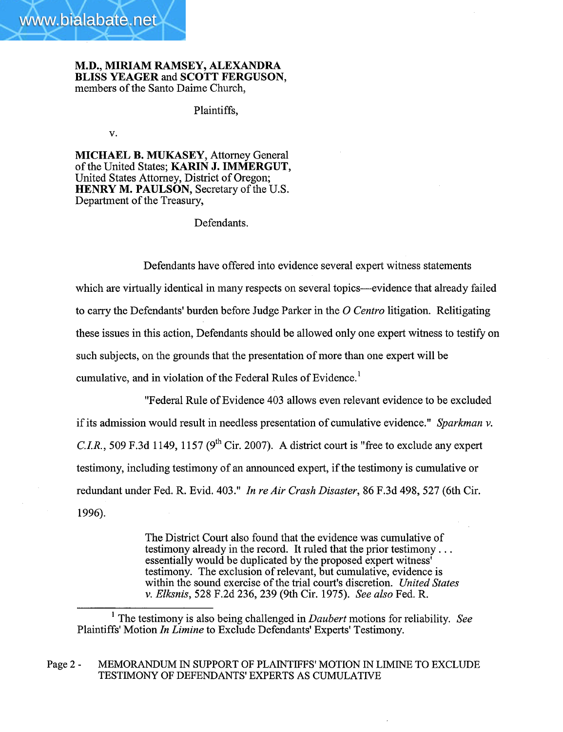**M.D., MIRIAM RAMSEY, ALEXANDRA BLISS YEAGER** and **SCOTT FERGUSON**, members of the Santo Daime Church,

Plaintiffs,

v.

**MICHAEL B. MUKASEY**, Attorney General of the United States; **KARIN J. IMMERGUT**, United States Attorney, District of Oregon; **HENRY M. PAULSON**, Secretary of the U.S. Department of the Treasury,

Defendants.

Defendants have offered into evidence several expert witness statements which are virtually identical in many respects on several topics—evidence that already failed to carry the Defendants' burden before Judge Parker in the *O Centro* litigation. Relitigating these issues in this action, Defendants should be allowed only one expert witness to testify on such subjects, on the grounds that the presentation of more than one expert will be cumulative, and in violation of the Federal Rules of Evidence.[1]

"Federal Rule of Evidence 403 allows even relevant evidence to be excluded if its admission would result in needless presentation of cumulative evidence." *Sparkman v. C.I.R.*, 509 F.3d 1149, 1157 (9th Cir. 2007). A district court is "free to exclude any expert testimony, including testimony of an announced expert, if the testimony is cumulative or redundant under Fed. R. Evid. 403." *In re Air Crash Disaster*, 86 F.3d 498, 527 (6th Cir. 1996).

> The District Court also found that the evidence was cumulative of testimony already in the record. It ruled that the prior testimony . . . essentially would be duplicated by the proposed expert witness' testimony. The exclusion of relevant, but cumulative, evidence is within the sound exercise of the trial court's discretion. *United States v. Elksnis*, 528 F.2d 236, 239 (9th Cir. 1975). *See also* Fed. R.

[1] The testimony is also being challenged in *Daubert* motions for reliability. *See* Plaintiffs' Motion *In Limine* to Exclude Defendants' Experts' Testimony.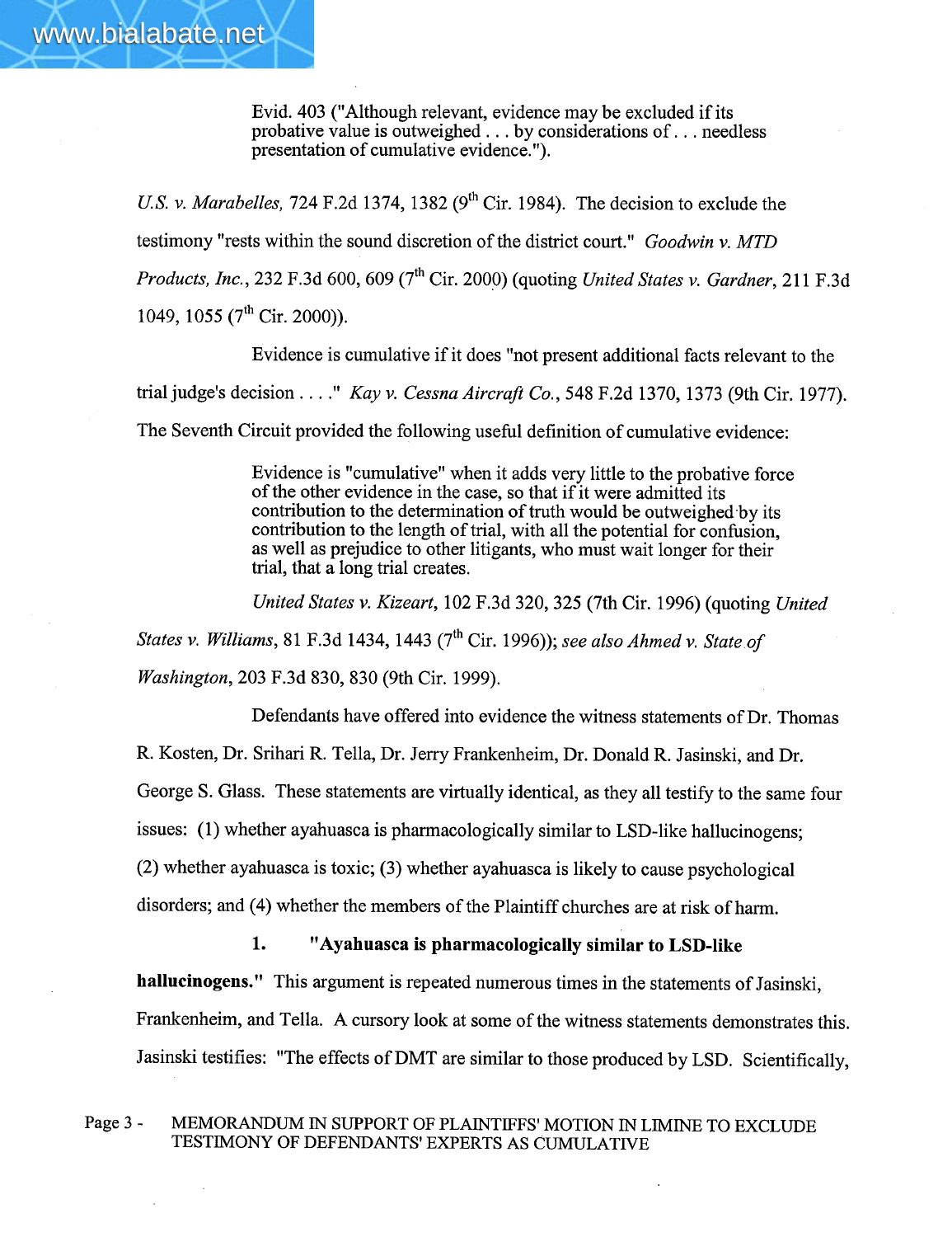> Evid. 403 ("Although relevant, evidence may be excluded if its probative value is outweighed . . . by considerations of . . . needless presentation of cumulative evidence.").

*U.S. v. Marabelles*, 724 F.2d 1374, 1382 (9th Cir. 1984). The decision to exclude the testimony "rests within the sound discretion of the district court." *Goodwin v. MTD Products, Inc.*, 232 F.3d 600, 609 (7th Cir. 2000) (quoting *United States v. Gardner*, 211 F.3d 1049, 1055 (7th Cir. 2000)).

Evidence is cumulative if it does "not present additional facts relevant to the trial judge's decision . . . ." *Kay v. Cessna Aircraft Co.*, 548 F.2d 1370, 1373 (9th Cir. 1977). The Seventh Circuit provided the following useful definition of cumulative evidence:

> Evidence is "cumulative" when it adds very little to the probative force of the other evidence in the case, so that if it were admitted its contribution to the determination of truth would be outweighed by its contribution to the length of trial, with all the potential for confusion, as well as prejudice to other litigants, who must wait longer for their trial, that a long trial creates.

*United States v. Kizeart*, 102 F.3d 320, 325 (7th Cir. 1996) (quoting *United States v. Williams*, 81 F.3d 1434, 1443 (7th Cir. 1996)); *see also Ahmed v. State of Washington*, 203 F.3d 830, 830 (9th Cir. 1999).

Defendants have offered into evidence the witness statements of Dr. Thomas R. Kosten, Dr. Srihari R. Tella, Dr. Jerry Frankenheim, Dr. Donald R. Jasinski, and Dr. George S. Glass. These statements are virtually identical, as they all testify to the same four issues: (1) whether ayahuasca is pharmacologically similar to LSD-like hallucinogens; (2) whether ayahuasca is toxic; (3) whether ayahuasca is likely to cause psychological disorders; and (4) whether the members of the Plaintiff churches are at risk of harm.

**1. "Ayahuasca is pharmacologically similar to LSD-like hallucinogens."** This argument is repeated numerous times in the statements of Jasinski, Frankenheim, and Tella. A cursory look at some of the witness statements demonstrates this. Jasinski testifies: "The effects of DMT are similar to those produced by LSD. Scientifically,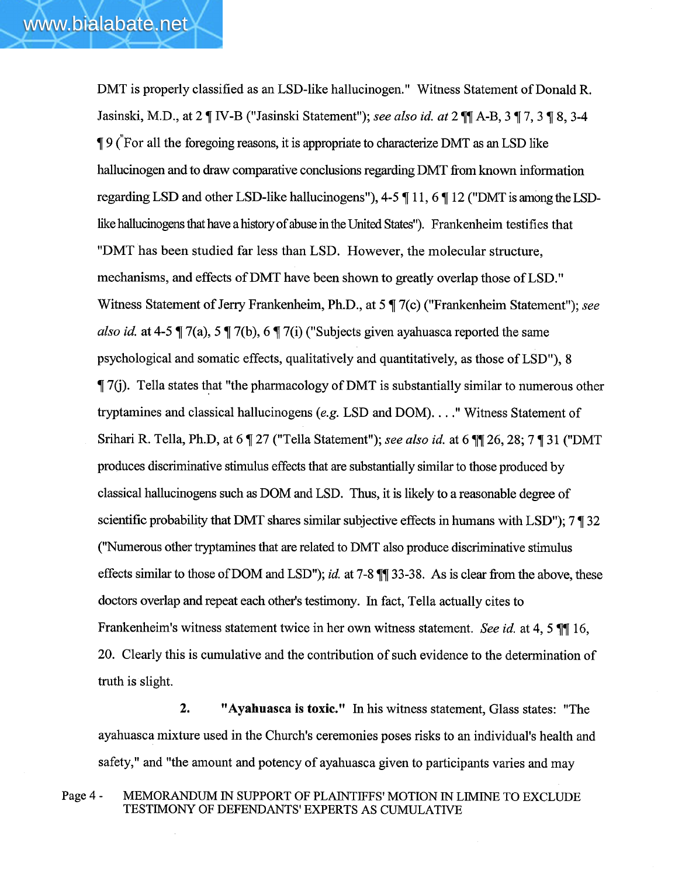DMT is properly classified as an LSD-like hallucinogen." Witness Statement of Donald R. Jasinski, M.D., at 2 ¶ IV-B ("Jasinski Statement"); *see also id. at* 2 ¶¶ A-B, 3 ¶ 7, 3 ¶ 8, 3-4 ¶ 9 ("For all the foregoing reasons, it is appropriate to characterize DMT as an LSD like hallucinogen and to draw comparative conclusions regarding DMT from known information regarding LSD and other LSD-like hallucinogens"), 4-5 ¶ 11, 6 ¶ 12 ("DMT is among the LSD-like hallucinogens that have a history of abuse in the United States"). Frankenheim testifies that "DMT has been studied far less than LSD. However, the molecular structure, mechanisms, and effects of DMT have been shown to greatly overlap those of LSD." Witness Statement of Jerry Frankenheim, Ph.D., at 5 ¶ 7(c) ("Frankenheim Statement"); *see also id.* at 4-5 ¶ 7(a), 5 ¶ 7(b), 6 ¶ 7(i) ("Subjects given ayahuasca reported the same psychological and somatic effects, qualitatively and quantitatively, as those of LSD"), 8 ¶ 7(j). Tella states that "the pharmacology of DMT is substantially similar to numerous other tryptamines and classical hallucinogens (*e.g.* LSD and DOM). . . ." Witness Statement of Srihari R. Tella, Ph.D, at 6 ¶ 27 ("Tella Statement"); *see also id.* at 6 ¶¶ 26, 28; 7 ¶ 31 ("DMT produces discriminative stimulus effects that are substantially similar to those produced by classical hallucinogens such as DOM and LSD. Thus, it is likely to a reasonable degree of scientific probability that DMT shares similar subjective effects in humans with LSD"); 7 ¶ 32 ("Numerous other tryptamines that are related to DMT also produce discriminative stimulus effects similar to those of DOM and LSD"); *id.* at 7-8 ¶¶ 33-38. As is clear from the above, these doctors overlap and repeat each other's testimony. In fact, Tella actually cites to Frankenheim's witness statement twice in her own witness statement. *See id.* at 4, 5 ¶¶ 16, 20. Clearly this is cumulative and the contribution of such evidence to the determination of truth is slight.

**2. "Ayahuasca is toxic."** In his witness statement, Glass states: "The ayahuasca mixture used in the Church's ceremonies poses risks to an individual's health and safety," and "the amount and potency of ayahuasca given to participants varies and may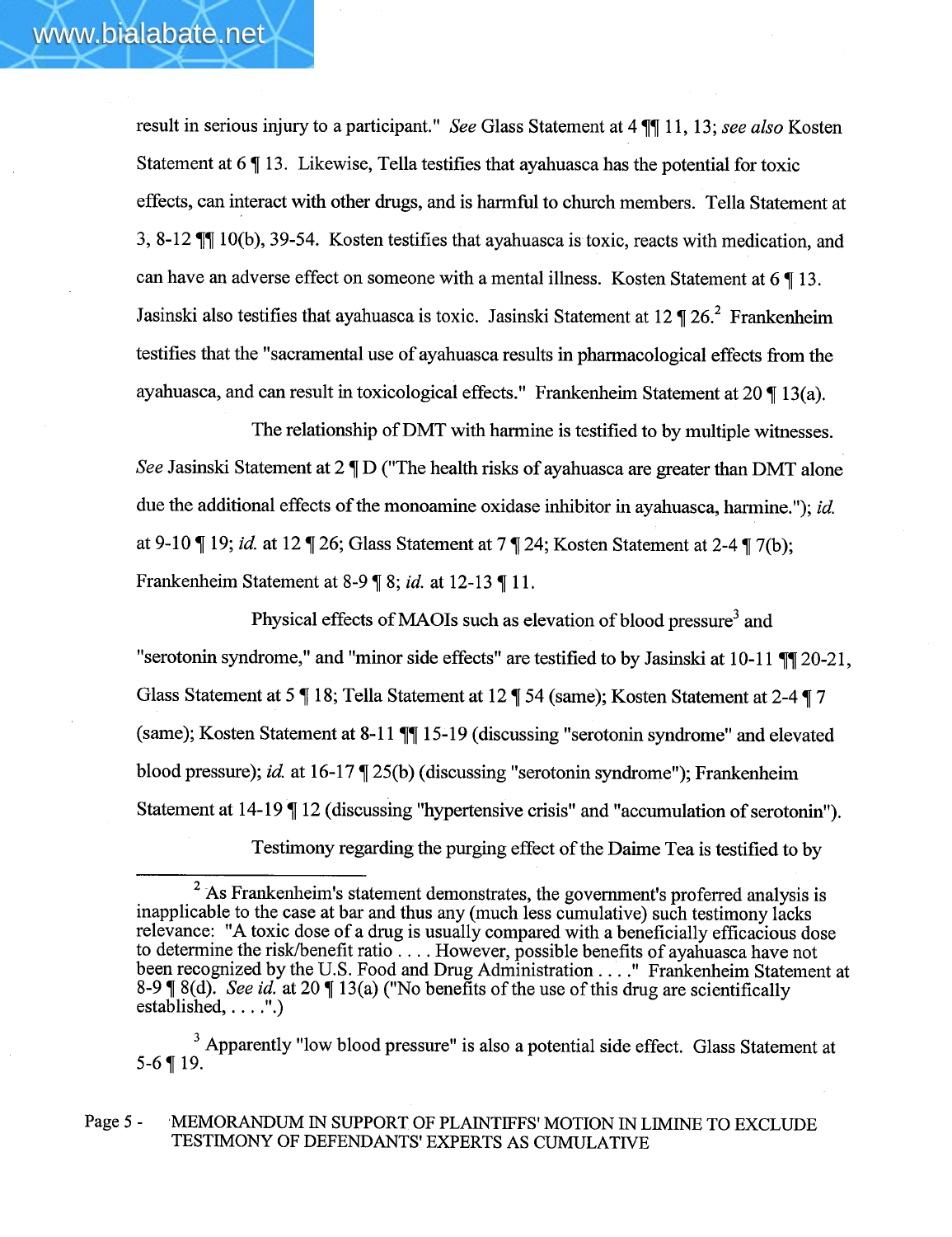result in serious injury to a participant." *See* Glass Statement at 4 ¶¶ 11, 13; *see also* Kosten Statement at 6 ¶ 13. Likewise, Tella testifies that ayahuasca has the potential for toxic effects, can interact with other drugs, and is harmful to church members. Tella Statement at 3, 8-12 ¶¶ 10(b), 39-54. Kosten testifies that ayahuasca is toxic, reacts with medication, and can have an adverse effect on someone with a mental illness. Kosten Statement at 6 ¶ 13. Jasinski also testifies that ayahuasca is toxic. Jasinski Statement at 12 ¶ 26.[2] Frankenheim testifies that the "sacramental use of ayahuasca results in pharmacological effects from the ayahuasca, and can result in toxicological effects." Frankenheim Statement at 20 ¶ 13(a).

The relationship of DMT with harmine is testified to by multiple witnesses. *See* Jasinski Statement at 2 ¶ D ("The health risks of ayahuasca are greater than DMT alone due the additional effects of the monoamine oxidase inhibitor in ayahuasca, harmine."); *id.* at 9-10 ¶ 19; *id.* at 12 ¶ 26; Glass Statement at 7 ¶ 24; Kosten Statement at 2-4 ¶ 7(b); Frankenheim Statement at 8-9 ¶ 8; *id.* at 12-13 ¶ 11.

Physical effects of MAOIs such as elevation of blood pressure[3] and "serotonin syndrome," and "minor side effects" are testified to by Jasinski at 10-11 ¶¶ 20-21, Glass Statement at 5 ¶ 18; Tella Statement at 12 ¶ 54 (same); Kosten Statement at 2-4 ¶ 7 (same); Kosten Statement at 8-11 ¶¶ 15-19 (discussing "serotonin syndrome" and elevated blood pressure); *id.* at 16-17 ¶ 25(b) (discussing "serotonin syndrome"); Frankenheim Statement at 14-19 ¶ 12 (discussing "hypertensive crisis" and "accumulation of serotonin").

Testimony regarding the purging effect of the Daime Tea is testified to by

---

[2] As Frankenheim's statement demonstrates, the government's proferred analysis is inapplicable to the case at bar and thus any (much less cumulative) such testimony lacks relevance: "A toxic dose of a drug is usually compared with a beneficially efficacious dose to determine the risk/benefit ratio . . . . However, possible benefits of ayahuasca have not been recognized by the U.S. Food and Drug Administration . . . ." Frankenheim Statement at 8-9 ¶ 8(d). *See id.* at 20 ¶ 13(a) ("No benefits of the use of this drug are scientifically established, . . . .".)

[3] Apparently "low blood pressure" is also a potential side effect. Glass Statement at 5-6 ¶ 19.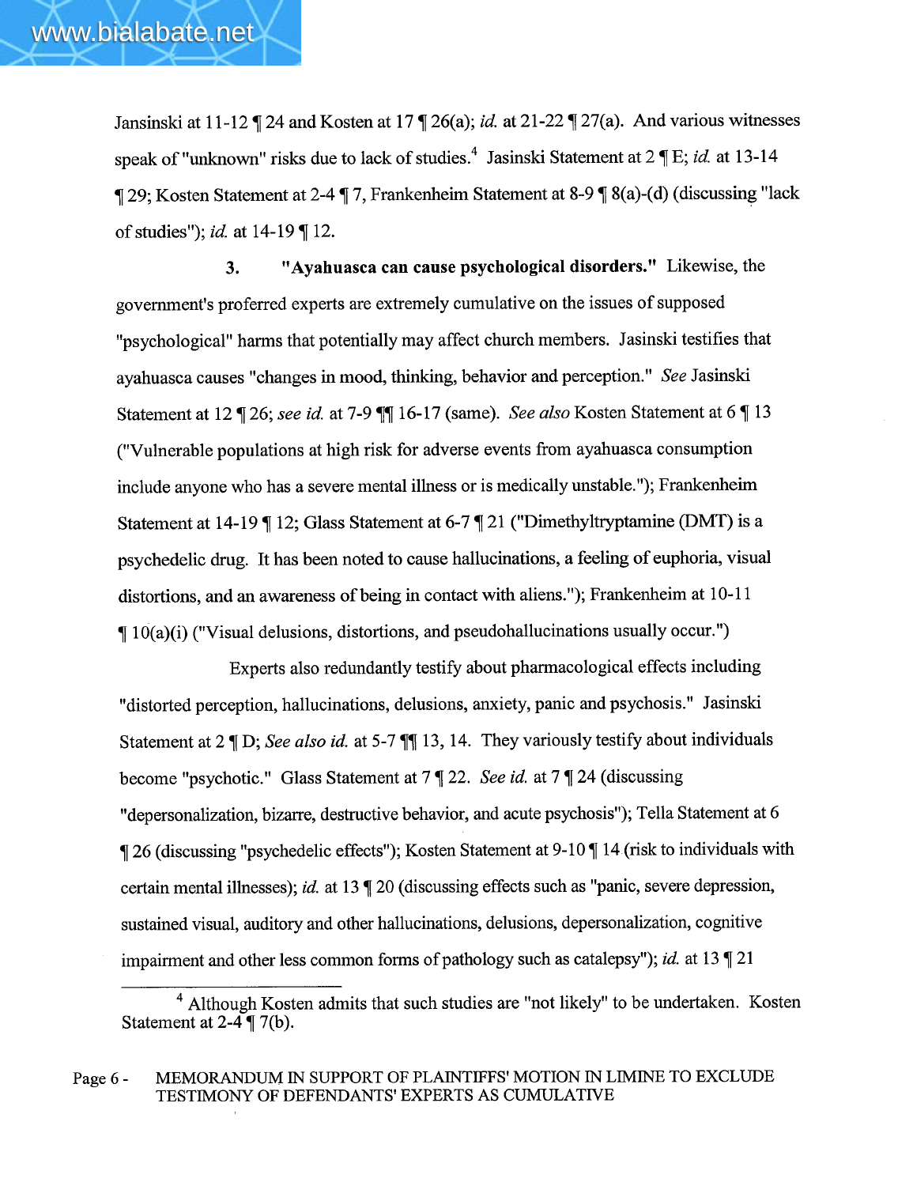Jansinski at 11-12 ¶ 24 and Kosten at 17 ¶ 26(a); *id.* at 21-22 ¶ 27(a). And various witnesses speak of "unknown" risks due to lack of studies.[4] Jasinski Statement at 2 ¶ E; *id.* at 13-14 ¶ 29; Kosten Statement at 2-4 ¶ 7, Frankenheim Statement at 8-9 ¶ 8(a)-(d) (discussing "lack of studies"); *id.* at 14-19 ¶ 12.

**3. "Ayahuasca can cause psychological disorders."** Likewise, the government's proferred experts are extremely cumulative on the issues of supposed "psychological" harms that potentially may affect church members. Jasinski testifies that ayahuasca causes "changes in mood, thinking, behavior and perception." *See* Jasinski Statement at 12 ¶ 26; *see id.* at 7-9 ¶¶ 16-17 (same). *See also* Kosten Statement at 6 ¶ 13 ("Vulnerable populations at high risk for adverse events from ayahuasca consumption include anyone who has a severe mental illness or is medically unstable."); Frankenheim Statement at 14-19 ¶ 12; Glass Statement at 6-7 ¶ 21 ("Dimethyltryptamine (DMT) is a psychedelic drug. It has been noted to cause hallucinations, a feeling of euphoria, visual distortions, and an awareness of being in contact with aliens."); Frankenheim at 10-11 ¶ 10(a)(i) ("Visual delusions, distortions, and pseudohallucinations usually occur.")

Experts also redundantly testify about pharmacological effects including "distorted perception, hallucinations, delusions, anxiety, panic and psychosis." Jasinski Statement at 2 ¶ D; *See also id.* at 5-7 ¶¶ 13, 14. They variously testify about individuals become "psychotic." Glass Statement at 7 ¶ 22. *See id.* at 7 ¶ 24 (discussing "depersonalization, bizarre, destructive behavior, and acute psychosis"); Tella Statement at 6 ¶ 26 (discussing "psychedelic effects"); Kosten Statement at 9-10 ¶ 14 (risk to individuals with certain mental illnesses); *id.* at 13 ¶ 20 (discussing effects such as "panic, severe depression, sustained visual, auditory and other hallucinations, delusions, depersonalization, cognitive impairment and other less common forms of pathology such as catalepsy"); *id.* at 13 ¶ 21

---

[4] Although Kosten admits that such studies are "not likely" to be undertaken. Kosten Statement at 2-4 ¶ 7(b).

MEMORANDUM IN SUPPORT OF PLAINTIFFS' MOTION IN LIMINE TO EXCLUDE TESTIMONY OF DEFENDANTS' EXPERTS AS CUMULATIVE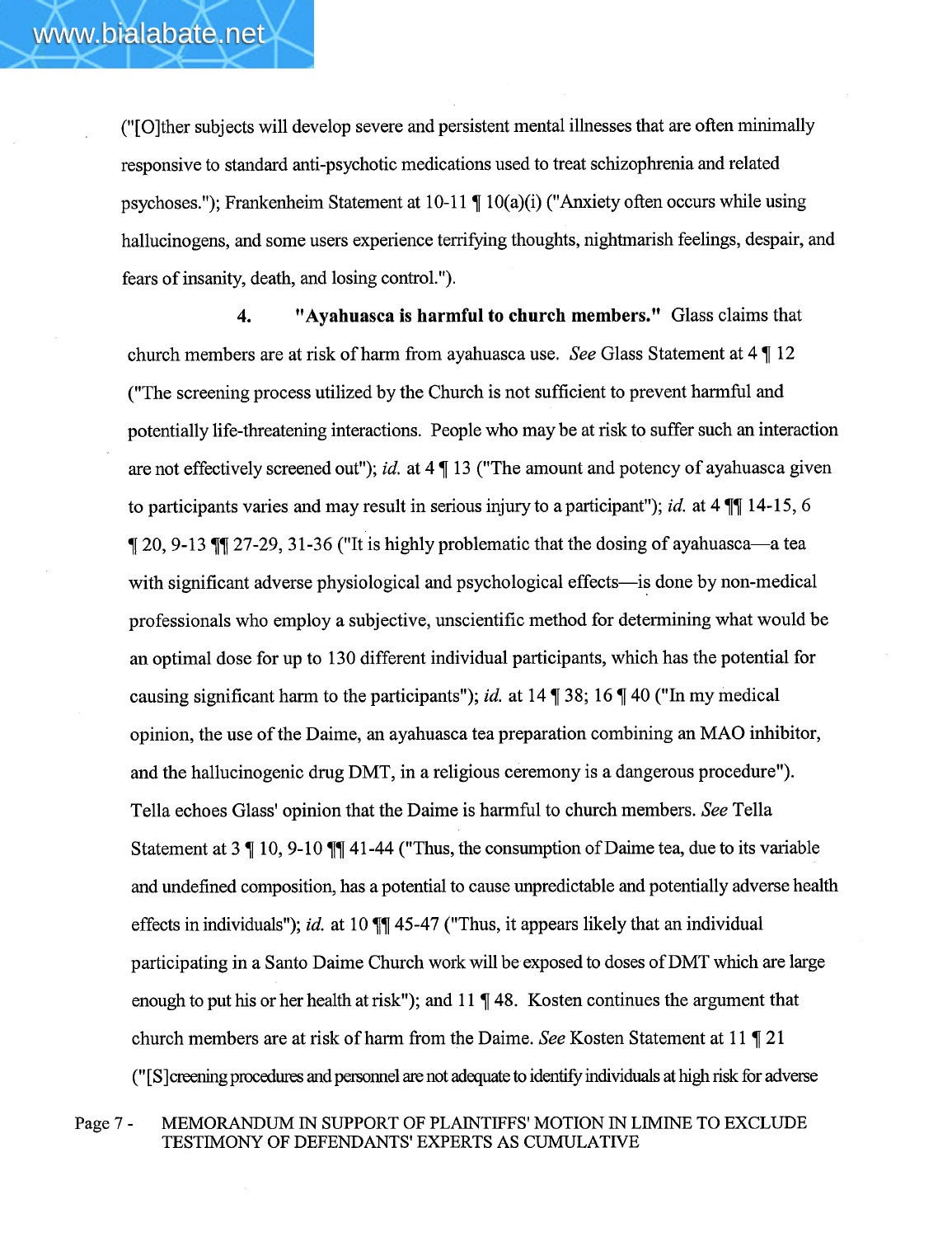("[O]ther subjects will develop severe and persistent mental illnesses that are often minimally responsive to standard anti-psychotic medications used to treat schizophrenia and related psychoses."); Frankenheim Statement at 10-11 ¶ 10(a)(i) ("Anxiety often occurs while using hallucinogens, and some users experience terrifying thoughts, nightmarish feelings, despair, and fears of insanity, death, and losing control.").

**4. "Ayahuasca is harmful to church members."** Glass claims that church members are at risk of harm from ayahuasca use. *See* Glass Statement at 4 ¶ 12 ("The screening process utilized by the Church is not sufficient to prevent harmful and potentially life-threatening interactions. People who may be at risk to suffer such an interaction are not effectively screened out"); *id.* at 4 ¶ 13 ("The amount and potency of ayahuasca given to participants varies and may result in serious injury to a participant"); *id.* at 4 ¶¶ 14-15, 6 ¶ 20, 9-13 ¶¶ 27-29, 31-36 ("It is highly problematic that the dosing of ayahuasca—a tea with significant adverse physiological and psychological effects—is done by non-medical professionals who employ a subjective, unscientific method for determining what would be an optimal dose for up to 130 different individual participants, which has the potential for causing significant harm to the participants"); *id.* at 14 ¶ 38; 16 ¶ 40 ("In my medical opinion, the use of the Daime, an ayahuasca tea preparation combining an MAO inhibitor, and the hallucinogenic drug DMT, in a religious ceremony is a dangerous procedure"). Tella echoes Glass' opinion that the Daime is harmful to church members. *See* Tella Statement at 3 ¶ 10, 9-10 ¶¶ 41-44 ("Thus, the consumption of Daime tea, due to its variable and undefined composition, has a potential to cause unpredictable and potentially adverse health effects in individuals"); *id.* at 10 ¶¶ 45-47 ("Thus, it appears likely that an individual participating in a Santo Daime Church work will be exposed to doses of DMT which are large enough to put his or her health at risk"); and 11 ¶ 48. Kosten continues the argument that church members are at risk of harm from the Daime. *See* Kosten Statement at 11 ¶ 21 ("[S]creening procedures and personnel are not adequate to identify individuals at high risk for adverse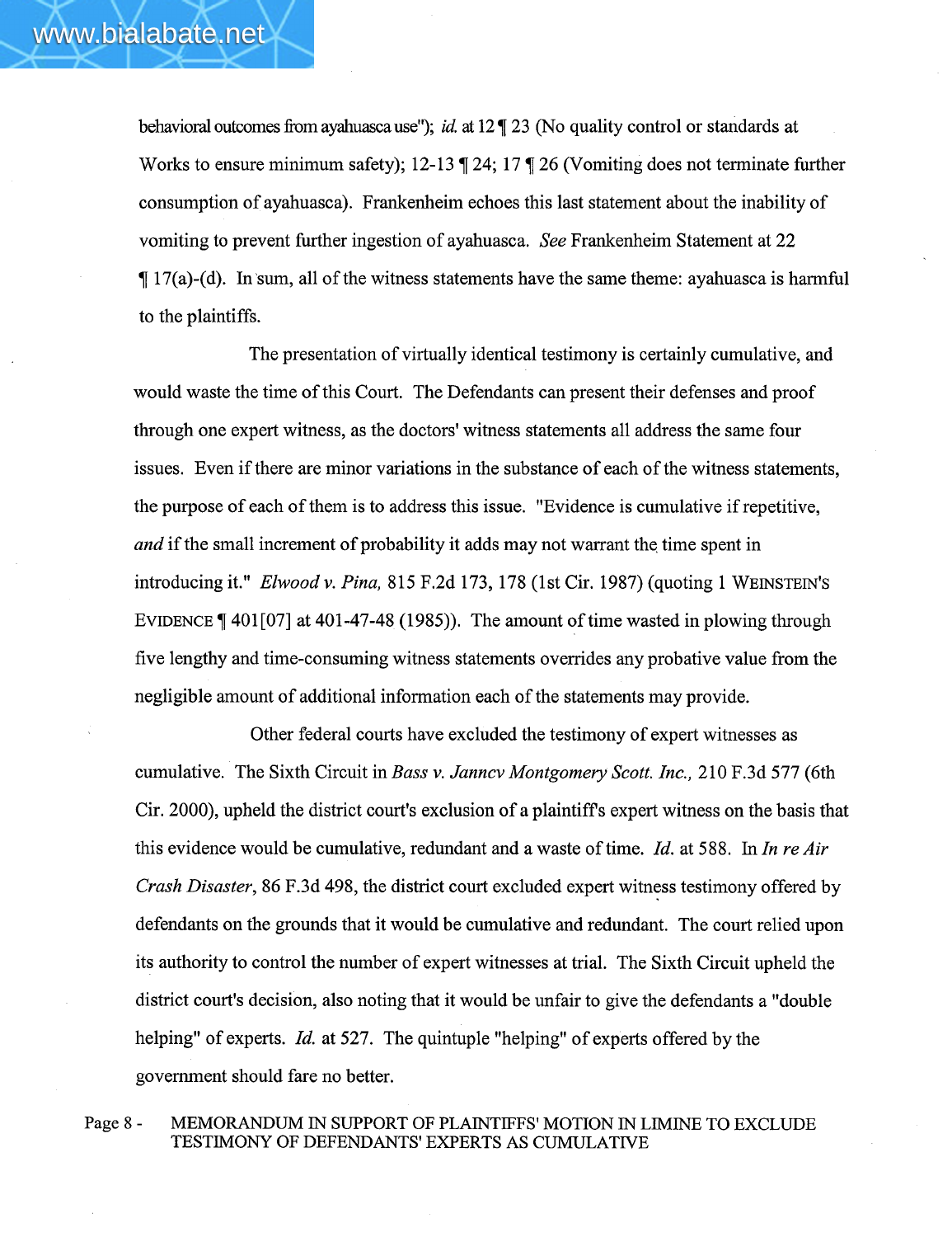behavioral outcomes from ayahuasca use"); *id.* at 12 ¶ 23 (No quality control or standards at Works to ensure minimum safety); 12-13 ¶ 24; 17 ¶ 26 (Vomiting does not terminate further consumption of ayahuasca). Frankenheim echoes this last statement about the inability of vomiting to prevent further ingestion of ayahuasca. *See* Frankenheim Statement at 22 ¶ 17(a)-(d). In sum, all of the witness statements have the same theme: ayahuasca is harmful to the plaintiffs.

The presentation of virtually identical testimony is certainly cumulative, and would waste the time of this Court. The Defendants can present their defenses and proof through one expert witness, as the doctors' witness statements all address the same four issues. Even if there are minor variations in the substance of each of the witness statements, the purpose of each of them is to address this issue. "Evidence is cumulative if repetitive, *and* if the small increment of probability it adds may not warrant the time spent in introducing it." *Elwood v. Pina,* 815 F.2d 173, 178 (1st Cir. 1987) (quoting 1 WEINSTEIN'S EVIDENCE ¶ 401[07] at 401-47-48 (1985)). The amount of time wasted in plowing through five lengthy and time-consuming witness statements overrides any probative value from the negligible amount of additional information each of the statements may provide.

Other federal courts have excluded the testimony of expert witnesses as cumulative. The Sixth Circuit in *Bass v. Janncv Montgomery Scott. Inc.,* 210 F.3d 577 (6th Cir. 2000), upheld the district court's exclusion of a plaintiff's expert witness on the basis that this evidence would be cumulative, redundant and a waste of time. *Id.* at 588. In *In re Air Crash Disaster*, 86 F.3d 498, the district court excluded expert witness testimony offered by defendants on the grounds that it would be cumulative and redundant. The court relied upon its authority to control the number of expert witnesses at trial. The Sixth Circuit upheld the district court's decision, also noting that it would be unfair to give the defendants a "double helping" of experts. *Id.* at 527. The quintuple "helping" of experts offered by the government should fare no better.

Page 8 - MEMORANDUM IN SUPPORT OF PLAINTIFFS' MOTION IN LIMINE TO EXCLUDE TESTIMONY OF DEFENDANTS' EXPERTS AS CUMULATIVE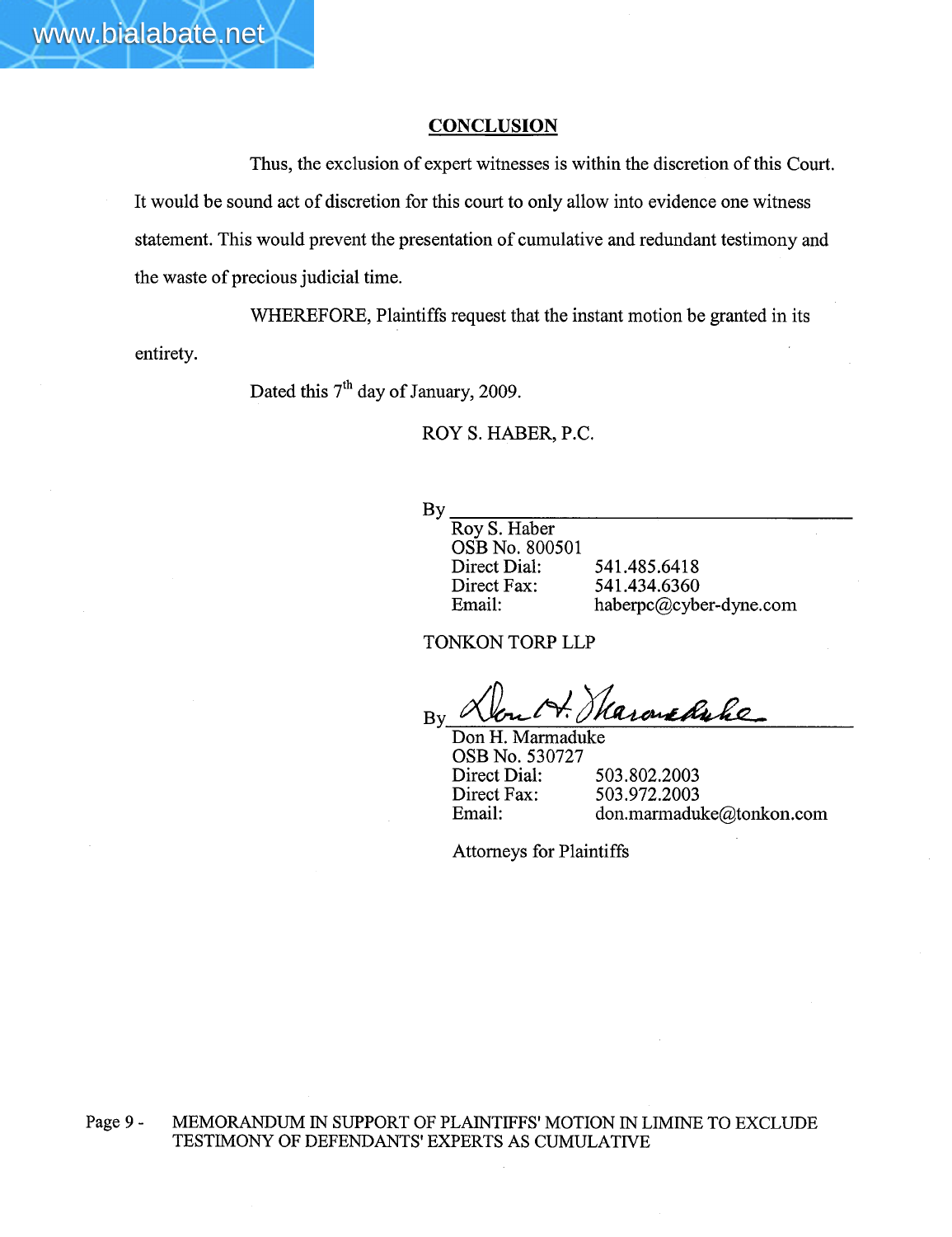## CONCLUSION

Thus, the exclusion of expert witnesses is within the discretion of this Court. It would be sound act of discretion for this court to only allow into evidence one witness statement. This would prevent the presentation of cumulative and redundant testimony and the waste of precious judicial time.

WHEREFORE, Plaintiffs request that the instant motion be granted in its entirety.

Dated this 7th day of January, 2009.

ROY S. HABER, P.C.

By \_\_\_\_\_\_\_\_\_\_\_\_\_\_\_\_\_\_\_\_\_\_\_\_\_\_\_\_\_\_

Roy S. Haber
OSB No. 800501
Direct Dial: 541.485.6418
Direct Fax: 541.434.6360
Email: haberpc@cyber-dyne.com

TONKON TORP LLP

By \_\_\_\_\_\_\_\_\_\_\_\_\_\_\_\_\_\_\_\_\_\_\_\_\_\_\_\_\_\_

Don H. Marmaduke
OSB No. 530727
Direct Dial: 503.802.2003
Direct Fax: 503.972.2003
Email: don.marmaduke@tonkon.com

Attorneys for Plaintiffs

Page 9 - MEMORANDUM IN SUPPORT OF PLAINTIFFS' MOTION IN LIMINE TO EXCLUDE TESTIMONY OF DEFENDANTS' EXPERTS AS CUMULATIVE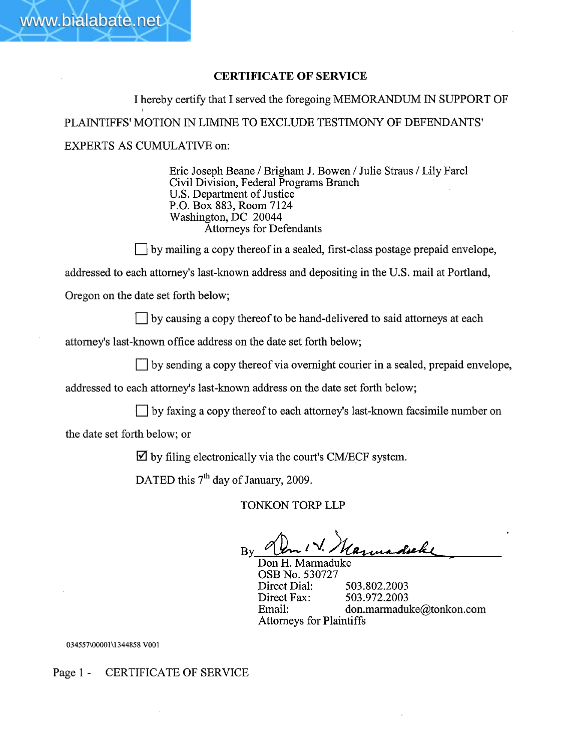# CERTIFICATE OF SERVICE

I hereby certify that I served the foregoing MEMORANDUM IN SUPPORT OF PLAINTIFFS' MOTION IN LIMINE TO EXCLUDE TESTIMONY OF DEFENDANTS' EXPERTS AS CUMULATIVE on:

Eric Joseph Beane / Brigham J. Bowen / Julie Straus / Lily Farel
Civil Division, Federal Programs Branch
U.S. Department of Justice
P.O. Box 883, Room 7124
Washington, DC 20044
Attorneys for Defendants

☐ by mailing a copy thereof in a sealed, first-class postage prepaid envelope, addressed to each attorney's last-known address and depositing in the U.S. mail at Portland, Oregon on the date set forth below;

☐ by causing a copy thereof to be hand-delivered to said attorneys at each attorney's last-known office address on the date set forth below;

☐ by sending a copy thereof via overnight courier in a sealed, prepaid envelope, addressed to each attorney's last-known address on the date set forth below;

☐ by faxing a copy thereof to each attorney's last-known facsimile number on the date set forth below; or

☑ by filing electronically via the court's CM/ECF system.

DATED this 7th day of January, 2009.

TONKON TORP LLP

By [signature]
Don H. Marmaduke
OSB No. 530727
Direct Dial: 503.802.2003
Direct Fax: 503.972.2003
Email: don.marmaduke@tonkon.com
Attorneys for Plaintiffs

034557\00001\1344858 V001

Page 1 - CERTIFICATE OF SERVICE